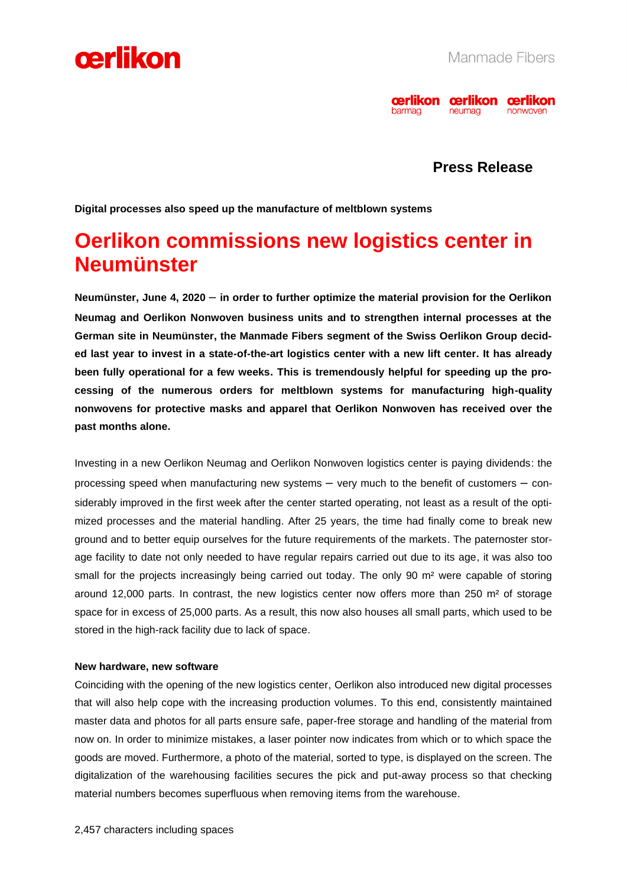**Press Release**

**Digital processes also speed up the manufacture of meltblown systems**

# Oerlikon commissions new logistics center in Neumünster

**Neumünster, June 4, 2020 – in order to further optimize the material provision for the Oerlikon Neumag and Oerlikon Nonwoven business units and to strengthen internal processes at the German site in Neumünster, the Manmade Fibers segment of the Swiss Oerlikon Group decided last year to invest in a state-of-the-art logistics center with a new lift center. It has already been fully operational for a few weeks. This is tremendously helpful for speeding up the processing of the numerous orders for meltblown systems for manufacturing high-quality nonwovens for protective masks and apparel that Oerlikon Nonwoven has received over the past months alone.**

Investing in a new Oerlikon Neumag and Oerlikon Nonwoven logistics center is paying dividends: the processing speed when manufacturing new systems – very much to the benefit of customers – considerably improved in the first week after the center started operating, not least as a result of the optimized processes and the material handling. After 25 years, the time had finally come to break new ground and to better equip ourselves for the future requirements of the markets. The paternoster storage facility to date not only needed to have regular repairs carried out due to its age, it was also too small for the projects increasingly being carried out today. The only 90 m² were capable of storing around 12,000 parts. In contrast, the new logistics center now offers more than 250 m² of storage space for in excess of 25,000 parts. As a result, this now also houses all small parts, which used to be stored in the high-rack facility due to lack of space.

**New hardware, new software**

Coinciding with the opening of the new logistics center, Oerlikon also introduced new digital processes that will also help cope with the increasing production volumes. To this end, consistently maintained master data and photos for all parts ensure safe, paper-free storage and handling of the material from now on. In order to minimize mistakes, a laser pointer now indicates from which or to which space the goods are moved. Furthermore, a photo of the material, sorted to type, is displayed on the screen. The digitalization of the warehousing facilities secures the pick and put-away process so that checking material numbers becomes superfluous when removing items from the warehouse.

2,457 characters including spaces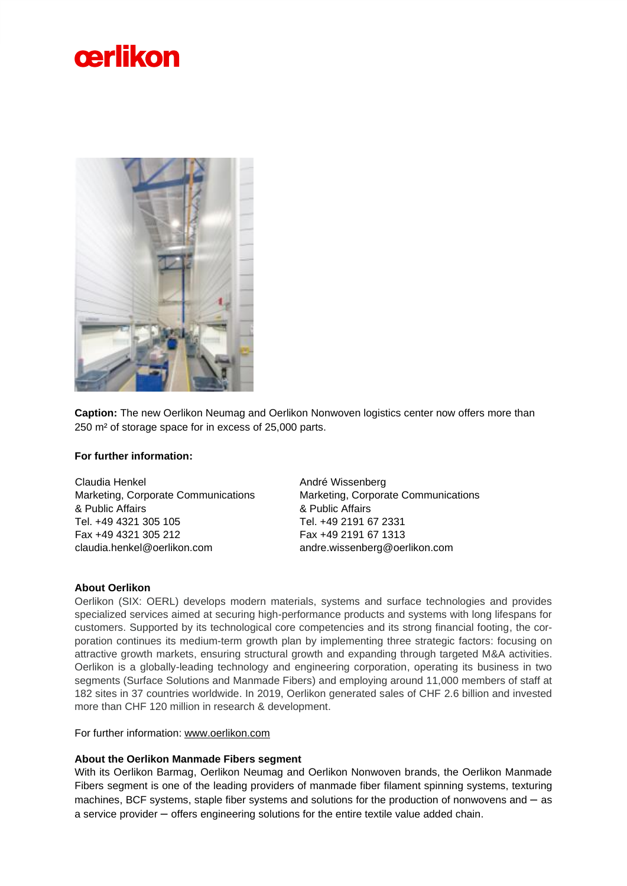**Caption:** The new Oerlikon Neumag and Oerlikon Nonwoven logistics center now offers more than 250 m² of storage space for in excess of 25,000 parts.

**For further information:**

Claudia Henkel
Marketing, Corporate Communications
& Public Affairs
Tel. +49 4321 305 105
Fax +49 4321 305 212
claudia.henkel@oerlikon.com

André Wissenberg
Marketing, Corporate Communications
& Public Affairs
Tel. +49 2191 67 2331
Fax +49 2191 67 1313
andre.wissenberg@oerlikon.com

**About Oerlikon**

Oerlikon (SIX: OERL) develops modern materials, systems and surface technologies and provides specialized services aimed at securing high-performance products and systems with long lifespans for customers. Supported by its technological core competencies and its strong financial footing, the corporation continues its medium-term growth plan by implementing three strategic factors: focusing on attractive growth markets, ensuring structural growth and expanding through targeted M&A activities. Oerlikon is a globally-leading technology and engineering corporation, operating its business in two segments (Surface Solutions and Manmade Fibers) and employing around 11,000 members of staff at 182 sites in 37 countries worldwide. In 2019, Oerlikon generated sales of CHF 2.6 billion and invested more than CHF 120 million in research & development.

For further information: www.oerlikon.com

**About the Oerlikon Manmade Fibers segment**

With its Oerlikon Barmag, Oerlikon Neumag and Oerlikon Nonwoven brands, the Oerlikon Manmade Fibers segment is one of the leading providers of manmade fiber filament spinning systems, texturing machines, BCF systems, staple fiber systems and solutions for the production of nonwovens and – as a service provider – offers engineering solutions for the entire textile value added chain.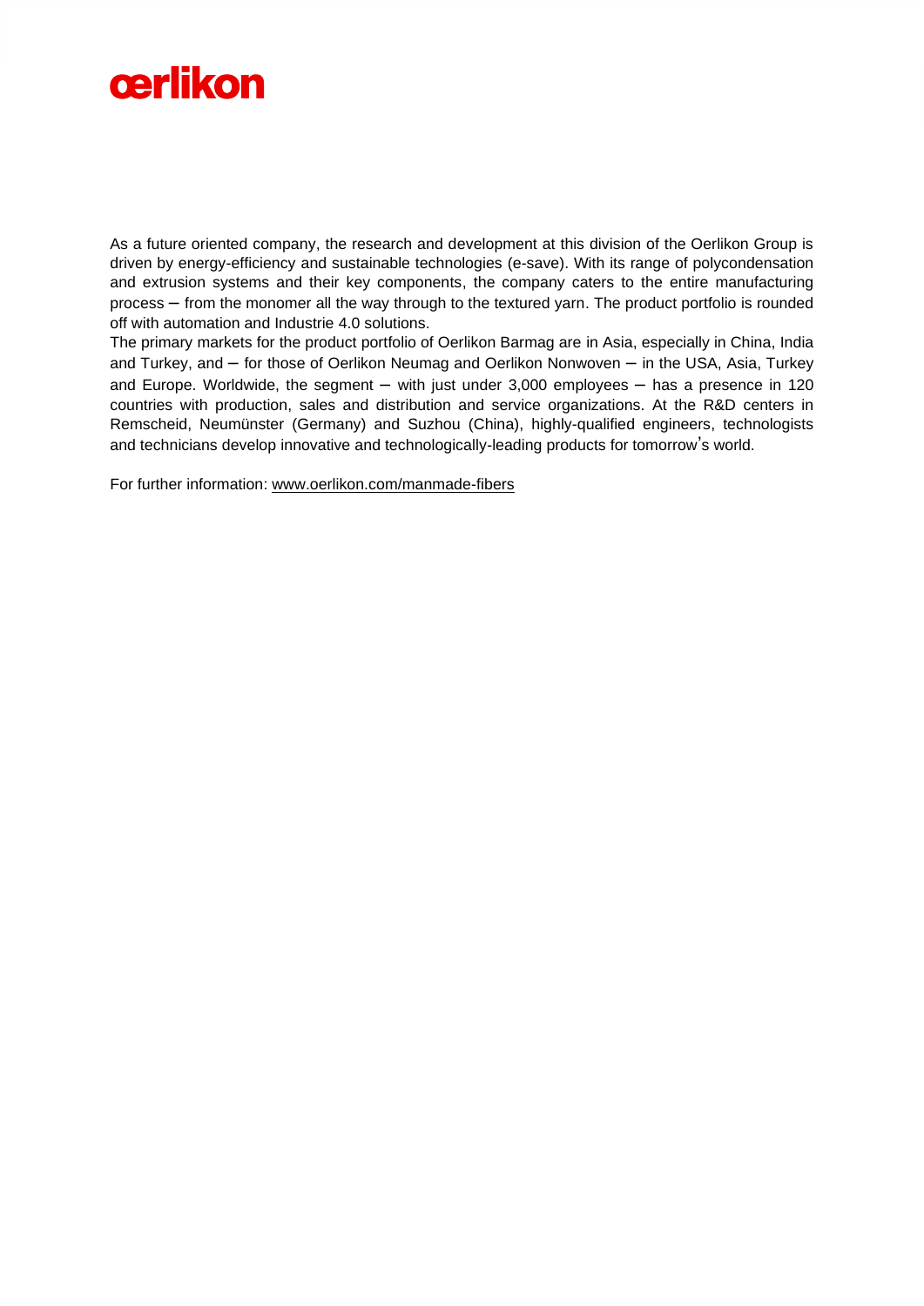As a future oriented company, the research and development at this division of the Oerlikon Group is driven by energy-efficiency and sustainable technologies (e-save). With its range of polycondensation and extrusion systems and their key components, the company caters to the entire manufacturing process – from the monomer all the way through to the textured yarn. The product portfolio is rounded off with automation and Industrie 4.0 solutions.

The primary markets for the product portfolio of Oerlikon Barmag are in Asia, especially in China, India and Turkey, and – for those of Oerlikon Neumag and Oerlikon Nonwoven – in the USA, Asia, Turkey and Europe. Worldwide, the segment – with just under 3,000 employees – has a presence in 120 countries with production, sales and distribution and service organizations. At the R&D centers in Remscheid, Neumünster (Germany) and Suzhou (China), highly-qualified engineers, technologists and technicians develop innovative and technologically-leading products for tomorrow's world.

For further information: www.oerlikon.com/manmade-fibers